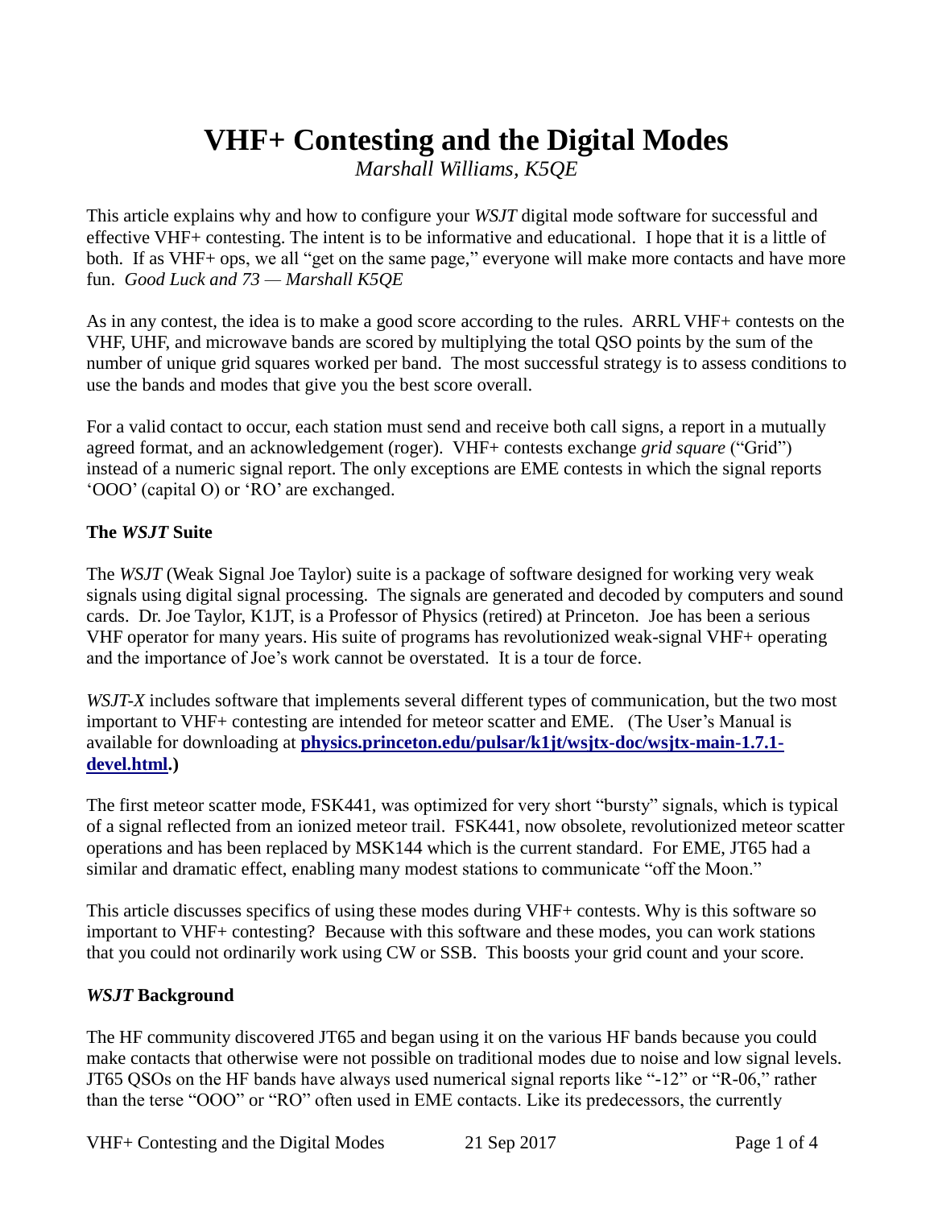# VHF+ Contesting and the Digital Modes

*Marshall Williams, K5QE*

This article explains why and how to configure your *WSJT* digital mode software for successful and effective VHF+ contesting. The intent is to be informative and educational. I hope that it is a little of both. If as VHF+ ops, we all "get on the same page," everyone will make more contacts and have more fun. *Good Luck and 73 — Marshall K5QE*

As in any contest, the idea is to make a good score according to the rules. ARRL VHF+ contests on the VHF, UHF, and microwave bands are scored by multiplying the total QSO points by the sum of the number of unique grid squares worked per band. The most successful strategy is to assess conditions to use the bands and modes that give you the best score overall.

For a valid contact to occur, each station must send and receive both call signs, a report in a mutually agreed format, and an acknowledgement (roger). VHF+ contests exchange *grid square* ("Grid") instead of a numeric signal report. The only exceptions are EME contests in which the signal reports 'OOO' (capital O) or 'RO' are exchanged.

### The *WSJT* Suite

The *WSJT* (Weak Signal Joe Taylor) suite is a package of software designed for working very weak signals using digital signal processing. The signals are generated and decoded by computers and sound cards. Dr. Joe Taylor, K1JT, is a Professor of Physics (retired) at Princeton. Joe has been a serious VHF operator for many years. His suite of programs has revolutionized weak-signal VHF+ operating and the importance of Joe's work cannot be overstated. It is a tour de force.

*WSJT-X* includes software that implements several different types of communication, but the two most important to VHF+ contesting are intended for meteor scatter and EME. (The User's Manual is available for downloading at **physics.princeton.edu/pulsar/k1jt/wsjtx-doc/wsjtx-main-1.7.1-devel.html**.)

The first meteor scatter mode, FSK441, was optimized for very short "bursty" signals, which is typical of a signal reflected from an ionized meteor trail. FSK441, now obsolete, revolutionized meteor scatter operations and has been replaced by MSK144 which is the current standard. For EME, JT65 had a similar and dramatic effect, enabling many modest stations to communicate "off the Moon."

This article discusses specifics of using these modes during VHF+ contests. Why is this software so important to VHF+ contesting? Because with this software and these modes, you can work stations that you could not ordinarily work using CW or SSB. This boosts your grid count and your score.

### *WSJT* Background

The HF community discovered JT65 and began using it on the various HF bands because you could make contacts that otherwise were not possible on traditional modes due to noise and low signal levels. JT65 QSOs on the HF bands have always used numerical signal reports like "-12" or "R-06," rather than the terse "OOO" or "RO" often used in EME contacts. Like its predecessors, the currently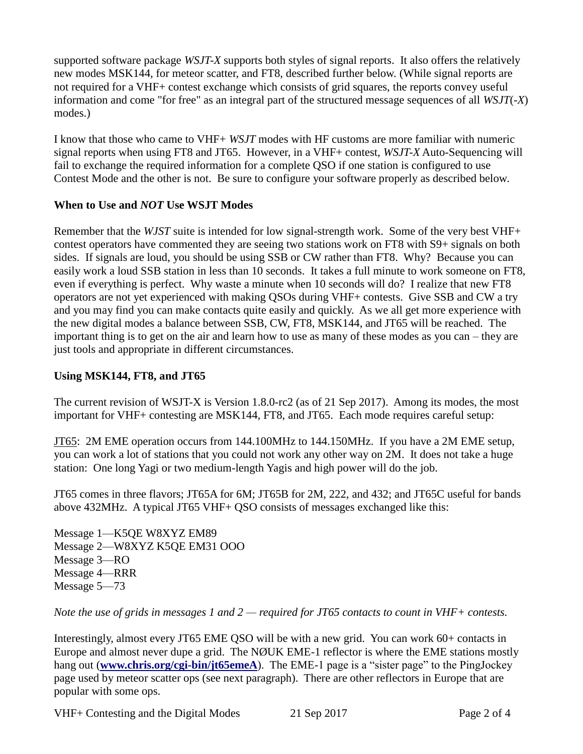supported software package *WSJT-X* supports both styles of signal reports. It also offers the relatively new modes MSK144, for meteor scatter, and FT8, described further below. (While signal reports are not required for a VHF+ contest exchange which consists of grid squares, the reports convey useful information and come "for free" as an integral part of the structured message sequences of all *WSJT*(-*X*) modes.)

I know that those who came to VHF+ *WSJT* modes with HF customs are more familiar with numeric signal reports when using FT8 and JT65. However, in a VHF+ contest, *WSJT-X* Auto-Sequencing will fail to exchange the required information for a complete QSO if one station is configured to use Contest Mode and the other is not. Be sure to configure your software properly as described below.

### When to Use and *NOT* Use WSJT Modes

Remember that the *WJST* suite is intended for low signal-strength work. Some of the very best VHF+ contest operators have commented they are seeing two stations work on FT8 with S9+ signals on both sides. If signals are loud, you should be using SSB or CW rather than FT8. Why? Because you can easily work a loud SSB station in less than 10 seconds. It takes a full minute to work someone on FT8, even if everything is perfect. Why waste a minute when 10 seconds will do? I realize that new FT8 operators are not yet experienced with making QSOs during VHF+ contests. Give SSB and CW a try and you may find you can make contacts quite easily and quickly. As we all get more experience with the new digital modes a balance between SSB, CW, FT8, MSK144, and JT65 will be reached. The important thing is to get on the air and learn how to use as many of these modes as you can – they are just tools and appropriate in different circumstances.

### Using MSK144, FT8, and JT65

The current revision of WSJT-X is Version 1.8.0-rc2 (as of 21 Sep 2017). Among its modes, the most important for VHF+ contesting are MSK144, FT8, and JT65. Each mode requires careful setup:

JT65: 2M EME operation occurs from 144.100MHz to 144.150MHz. If you have a 2M EME setup, you can work a lot of stations that you could not work any other way on 2M. It does not take a huge station: One long Yagi or two medium-length Yagis and high power will do the job.

JT65 comes in three flavors; JT65A for 6M; JT65B for 2M, 222, and 432; and JT65C useful for bands above 432MHz. A typical JT65 VHF+ QSO consists of messages exchanged like this:

Message 1—K5QE W8XYZ EM89
Message 2—W8XYZ K5QE EM31 OOO
Message 3—RO
Message 4—RRR
Message 5—73

*Note the use of grids in messages 1 and 2 — required for JT65 contacts to count in VHF+ contests.*

Interestingly, almost every JT65 EME QSO will be with a new grid. You can work 60+ contacts in Europe and almost never dupe a grid. The NØUK EME-1 reflector is where the EME stations mostly hang out (**www.chris.org/cgi-bin/jt65emeA**). The EME-1 page is a "sister page" to the PingJockey page used by meteor scatter ops (see next paragraph). There are other reflectors in Europe that are popular with some ops.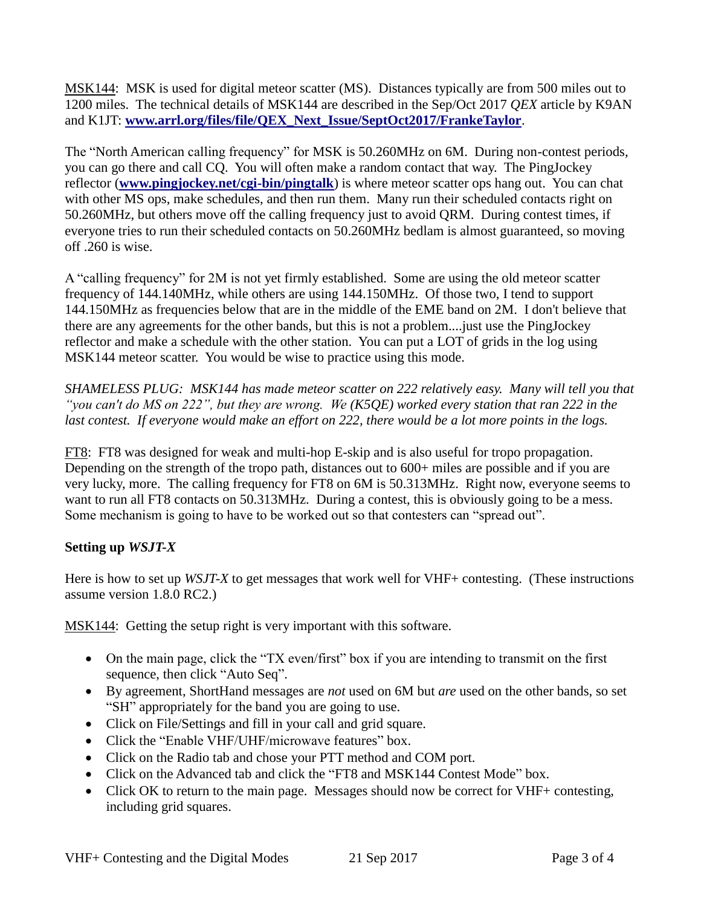MSK144: MSK is used for digital meteor scatter (MS). Distances typically are from 500 miles out to 1200 miles. The technical details of MSK144 are described in the Sep/Oct 2017 *QEX* article by K9AN and K1JT: **www.arrl.org/files/file/QEX_Next_Issue/SeptOct2017/FrankeTaylor**.

The "North American calling frequency" for MSK is 50.260MHz on 6M. During non-contest periods, you can go there and call CQ. You will often make a random contact that way. The PingJockey reflector (**www.pingjockey.net/cgi-bin/pingtalk**) is where meteor scatter ops hang out. You can chat with other MS ops, make schedules, and then run them. Many run their scheduled contacts right on 50.260MHz, but others move off the calling frequency just to avoid QRM. During contest times, if everyone tries to run their scheduled contacts on 50.260MHz bedlam is almost guaranteed, so moving off .260 is wise.

A "calling frequency" for 2M is not yet firmly established. Some are using the old meteor scatter frequency of 144.140MHz, while others are using 144.150MHz. Of those two, I tend to support 144.150MHz as frequencies below that are in the middle of the EME band on 2M. I don't believe that there are any agreements for the other bands, but this is not a problem....just use the PingJockey reflector and make a schedule with the other station. You can put a LOT of grids in the log using MSK144 meteor scatter. You would be wise to practice using this mode.

*SHAMELESS PLUG: MSK144 has made meteor scatter on 222 relatively easy. Many will tell you that "you can't do MS on 222", but they are wrong. We (K5QE) worked every station that ran 222 in the last contest. If everyone would make an effort on 222, there would be a lot more points in the logs.*

FT8: FT8 was designed for weak and multi-hop E-skip and is also useful for tropo propagation. Depending on the strength of the tropo path, distances out to 600+ miles are possible and if you are very lucky, more. The calling frequency for FT8 on 6M is 50.313MHz. Right now, everyone seems to want to run all FT8 contacts on 50.313MHz. During a contest, this is obviously going to be a mess. Some mechanism is going to have to be worked out so that contesters can "spread out".

### Setting up *WSJT-X*

Here is how to set up *WSJT-X* to get messages that work well for VHF+ contesting. (These instructions assume version 1.8.0 RC2.)

MSK144: Getting the setup right is very important with this software.

- On the main page, click the "TX even/first" box if you are intending to transmit on the first sequence, then click "Auto Seq".
- By agreement, ShortHand messages are *not* used on 6M but *are* used on the other bands, so set "SH" appropriately for the band you are going to use.
- Click on File/Settings and fill in your call and grid square.
- Click the "Enable VHF/UHF/microwave features" box.
- Click on the Radio tab and chose your PTT method and COM port.
- Click on the Advanced tab and click the "FT8 and MSK144 Contest Mode" box.
- Click OK to return to the main page. Messages should now be correct for VHF+ contesting, including grid squares.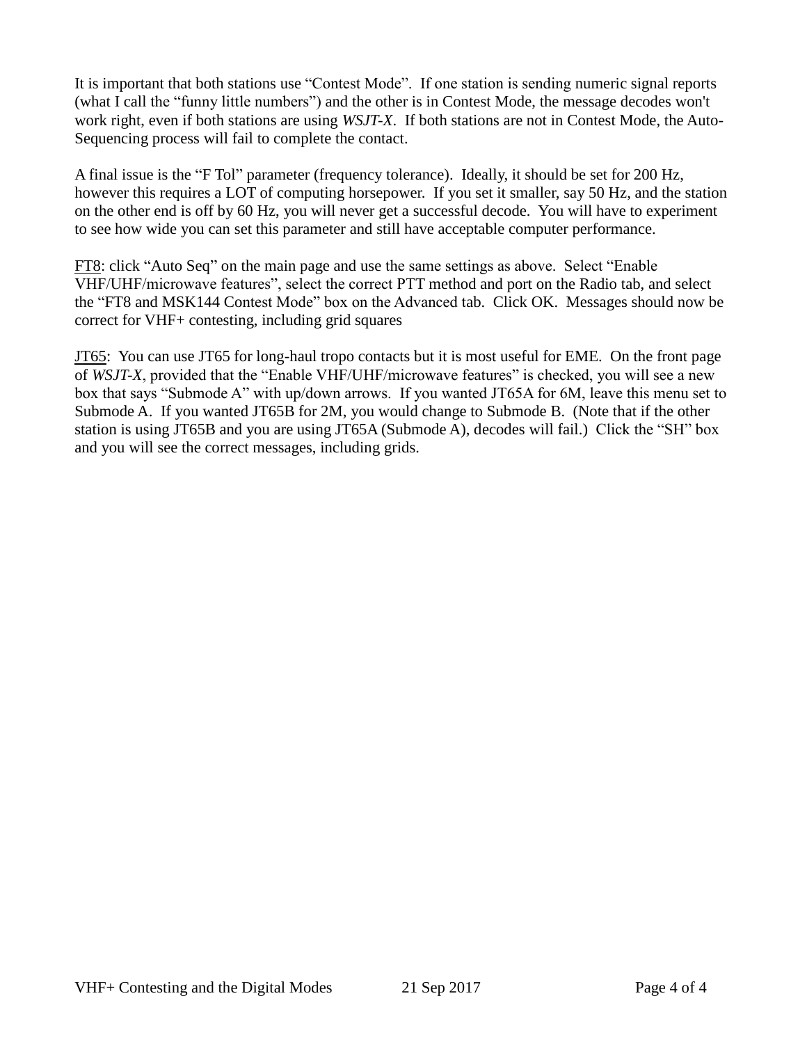It is important that both stations use “Contest Mode”. If one station is sending numeric signal reports (what I call the “funny little numbers”) and the other is in Contest Mode, the message decodes won't work right, even if both stations are using *WSJT-X*. If both stations are not in Contest Mode, the Auto-Sequencing process will fail to complete the contact.

A final issue is the “F Tol” parameter (frequency tolerance). Ideally, it should be set for 200 Hz, however this requires a LOT of computing horsepower. If you set it smaller, say 50 Hz, and the station on the other end is off by 60 Hz, you will never get a successful decode. You will have to experiment to see how wide you can set this parameter and still have acceptable computer performance.

<u>FT8</u>: click “Auto Seq” on the main page and use the same settings as above. Select “Enable VHF/UHF/microwave features”, select the correct PTT method and port on the Radio tab, and select the “FT8 and MSK144 Contest Mode” box on the Advanced tab. Click OK. Messages should now be correct for VHF+ contesting, including grid squares

<u>JT65</u>: You can use JT65 for long-haul tropo contacts but it is most useful for EME. On the front page of *WSJT-X*, provided that the “Enable VHF/UHF/microwave features” is checked, you will see a new box that says “Submode A” with up/down arrows. If you wanted JT65A for 6M, leave this menu set to Submode A. If you wanted JT65B for 2M, you would change to Submode B. (Note that if the other station is using JT65B and you are using JT65A (Submode A), decodes will fail.) Click the “SH” box and you will see the correct messages, including grids.